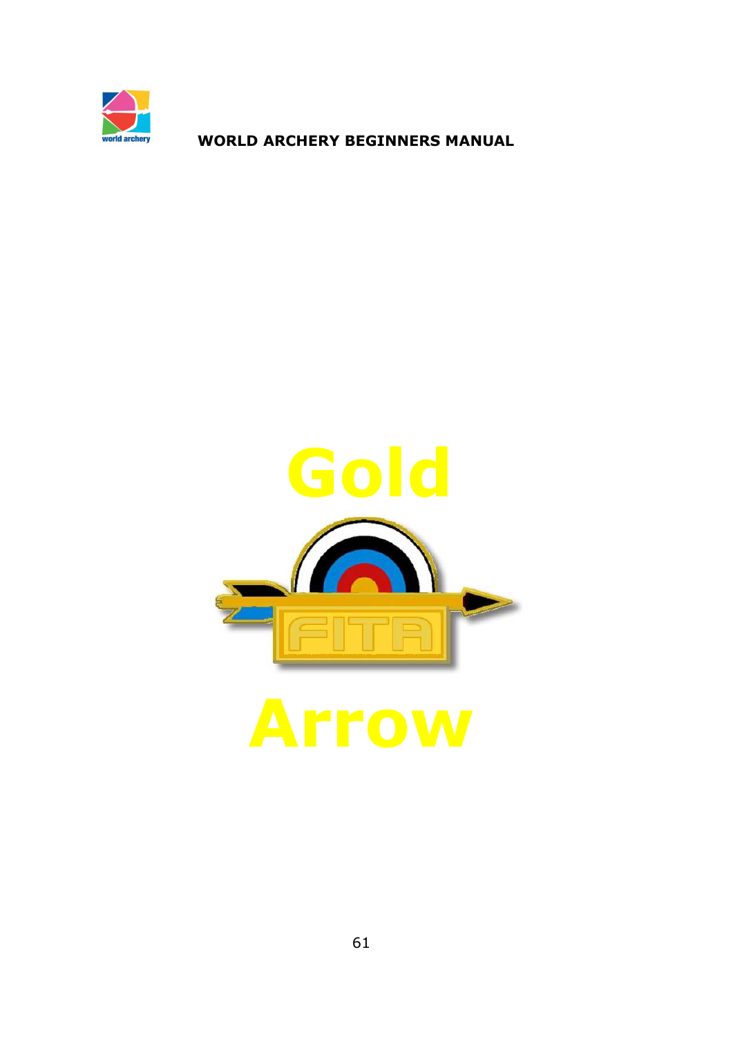# Gold

# Arrow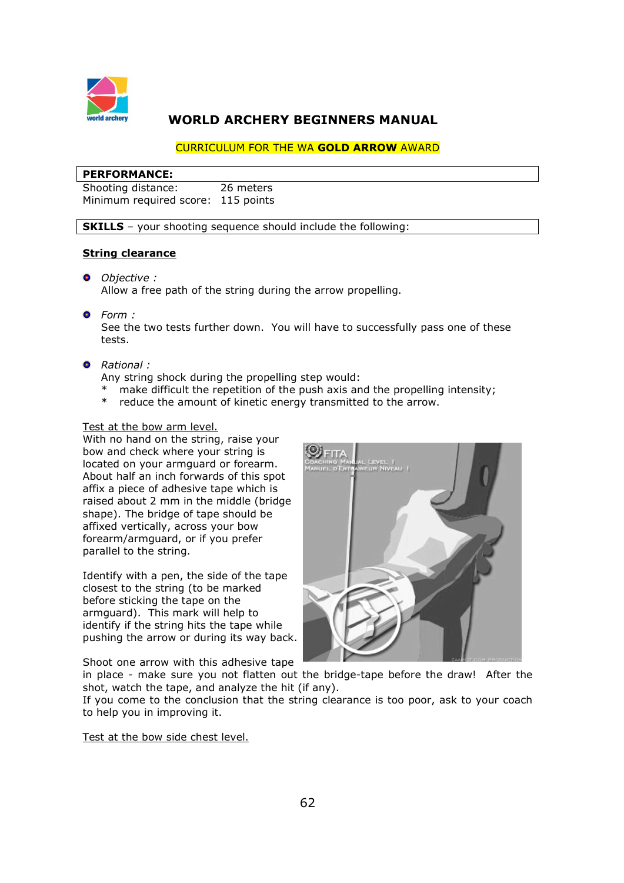# WORLD ARCHERY BEGINNERS MANUAL

CURRICULUM FOR THE WA **GOLD ARROW** AWARD

| **PERFORMANCE:** | |
|---|---|
| Shooting distance: | 26 meters |
| Minimum required score: | 115 points |

**SKILLS** – your shooting sequence should include the following:

### String clearance

- *Objective :*
  Allow a free path of the string during the arrow propelling.

- *Form :*
  See the two tests further down. You will have to successfully pass one of these tests.

- *Rational :*
  Any string shock during the propelling step would:
  * make difficult the repetition of the push axis and the propelling intensity;
  * reduce the amount of kinetic energy transmitted to the arrow.

Test at the bow arm level.

With no hand on the string, raise your bow and check where your string is located on your armguard or forearm. About half an inch forwards of this spot affix a piece of adhesive tape which is raised about 2 mm in the middle (bridge shape). The bridge of tape should be affixed vertically, across your bow forearm/armguard, or if you prefer parallel to the string.

Identify with a pen, the side of the tape closest to the string (to be marked before sticking the tape on the armguard). This mark will help to identify if the string hits the tape while pushing the arrow or during its way back.

Shoot one arrow with this adhesive tape in place - make sure you not flatten out the bridge-tape before the draw! After the shot, watch the tape, and analyze the hit (if any).

If you come to the conclusion that the string clearance is too poor, ask to your coach to help you in improving it.

Test at the bow side chest level.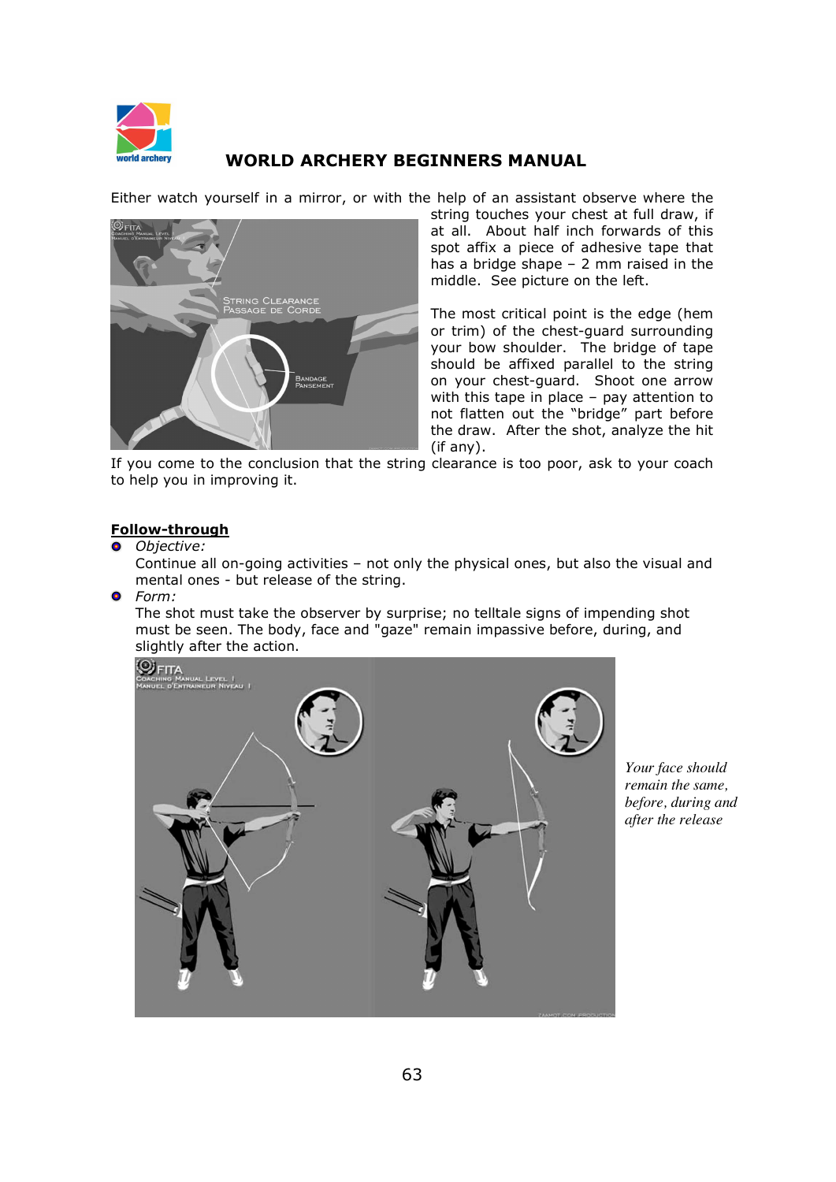Either watch yourself in a mirror, or with the help of an assistant observe where the string touches your chest at full draw, if at all. About half inch forwards of this spot affix a piece of adhesive tape that has a bridge shape – 2 mm raised in the middle. See picture on the left.

The most critical point is the edge (hem or trim) of the chest-guard surrounding your bow shoulder. The bridge of tape should be affixed parallel to the string on your chest-guard. Shoot one arrow with this tape in place – pay attention to not flatten out the "bridge" part before the draw. After the shot, analyze the hit (if any).

If you come to the conclusion that the string clearance is too poor, ask to your coach to help you in improving it.

**Follow-through**

- *Objective:*
  Continue all on-going activities – not only the physical ones, but also the visual and mental ones - but release of the string.
- *Form:*
  The shot must take the observer by surprise; no telltale signs of impending shot must be seen. The body, face and "gaze" remain impassive before, during, and slightly after the action.

*Your face should remain the same, before, during and after the release*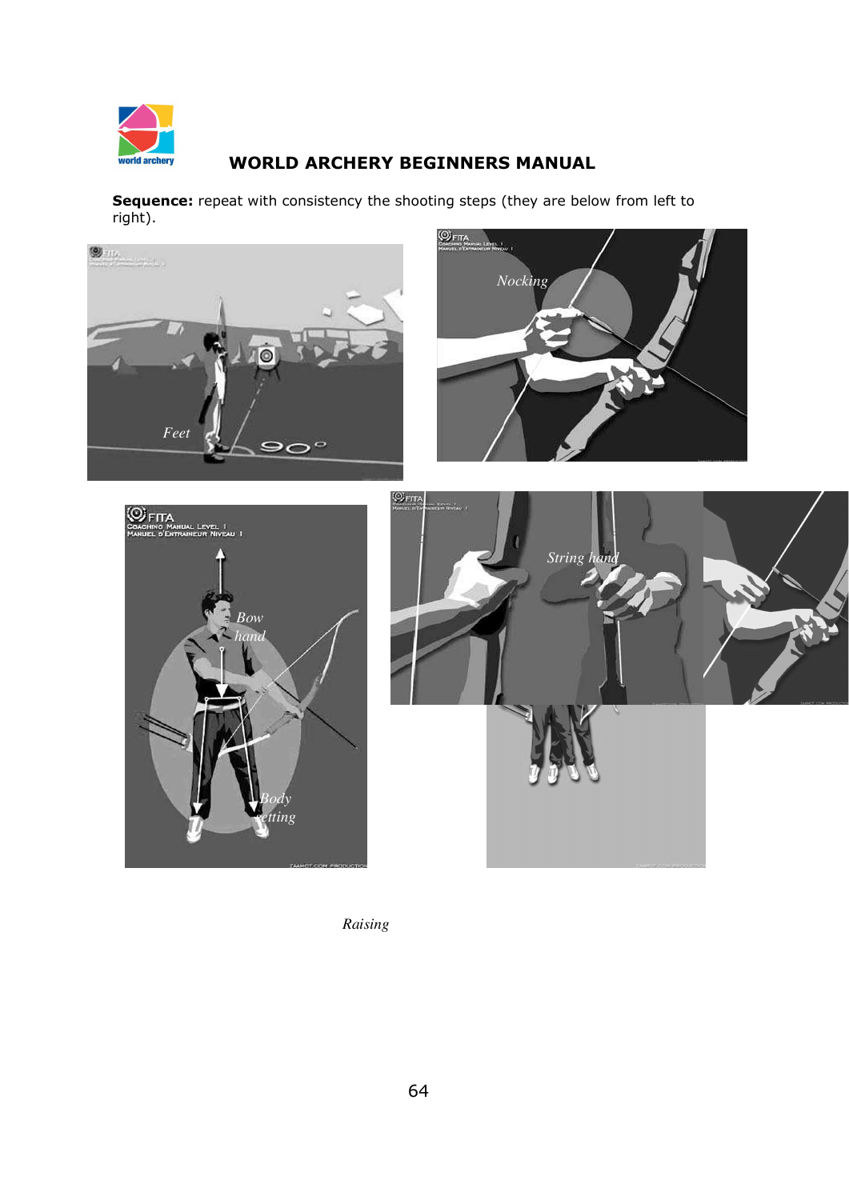**Sequence:** repeat with consistency the shooting steps (they are below from left to right).

*Raising*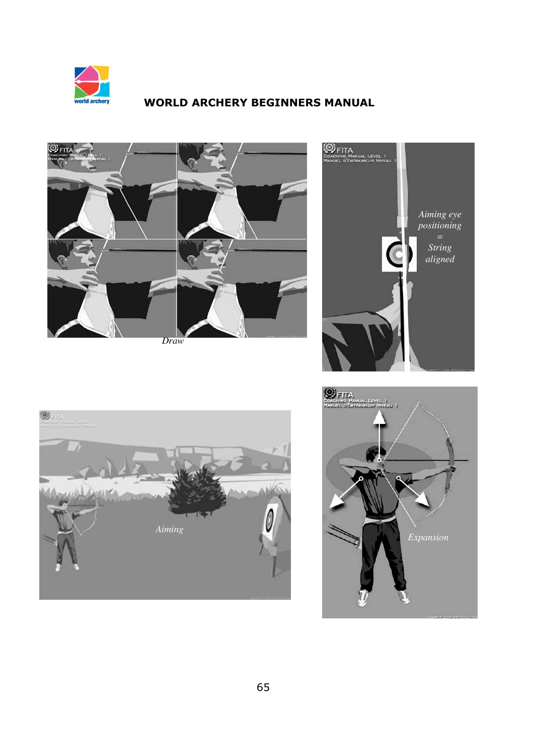Draw

Aiming eye positioning = String aligned

Aiming

Expansion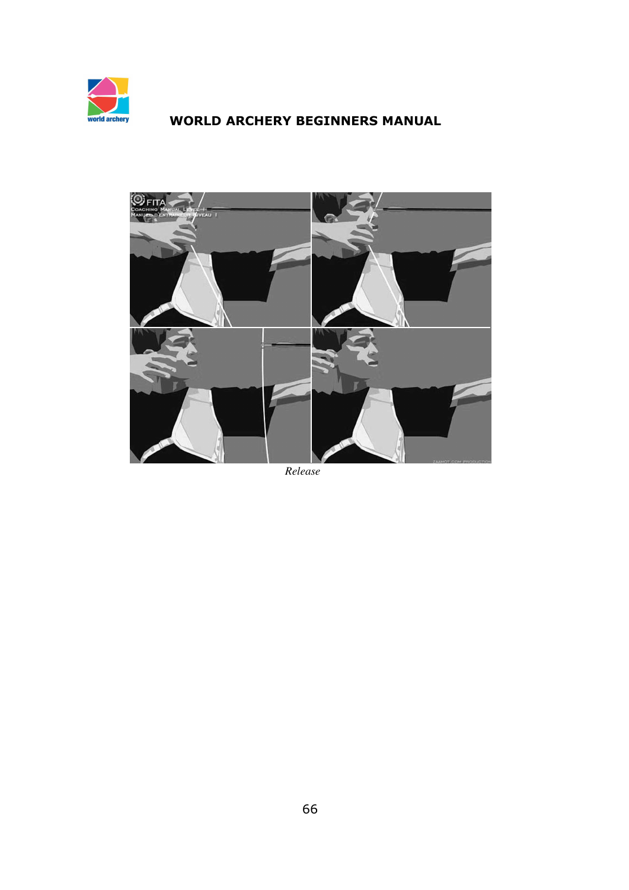*Release*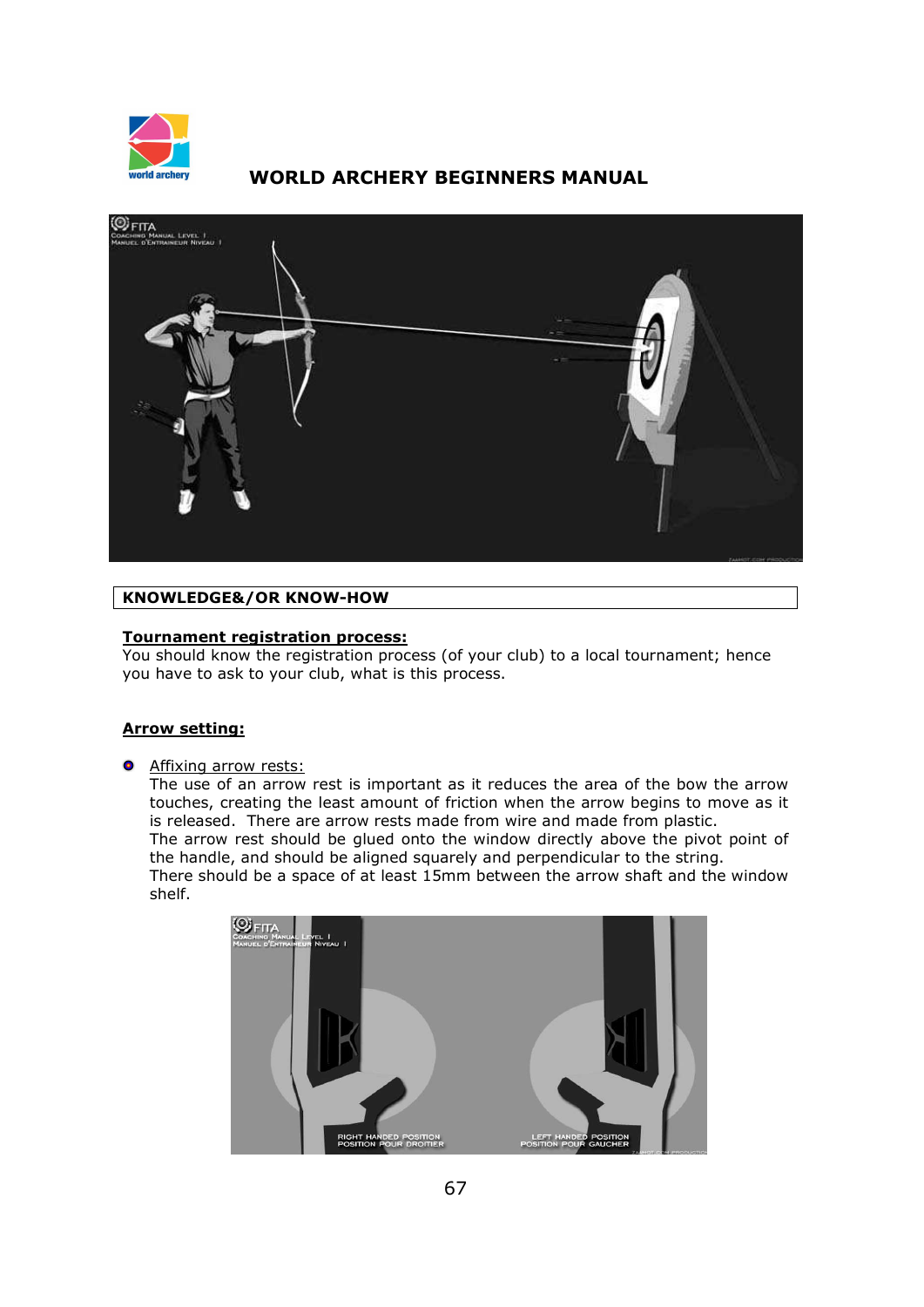## WORLD ARCHERY BEGINNERS MANUAL

**KNOWLEDGE&/OR KNOW-HOW**

**Tournament registration process:**

You should know the registration process (of your club) to a local tournament; hence you have to ask to your club, what is this process.

**Arrow setting:**

- Affixing arrow rests:

  The use of an arrow rest is important as it reduces the area of the bow the arrow touches, creating the least amount of friction when the arrow begins to move as it is released. There are arrow rests made from wire and made from plastic.

  The arrow rest should be glued onto the window directly above the pivot point of the handle, and should be aligned squarely and perpendicular to the string.

  There should be a space of at least 15mm between the arrow shaft and the window shelf.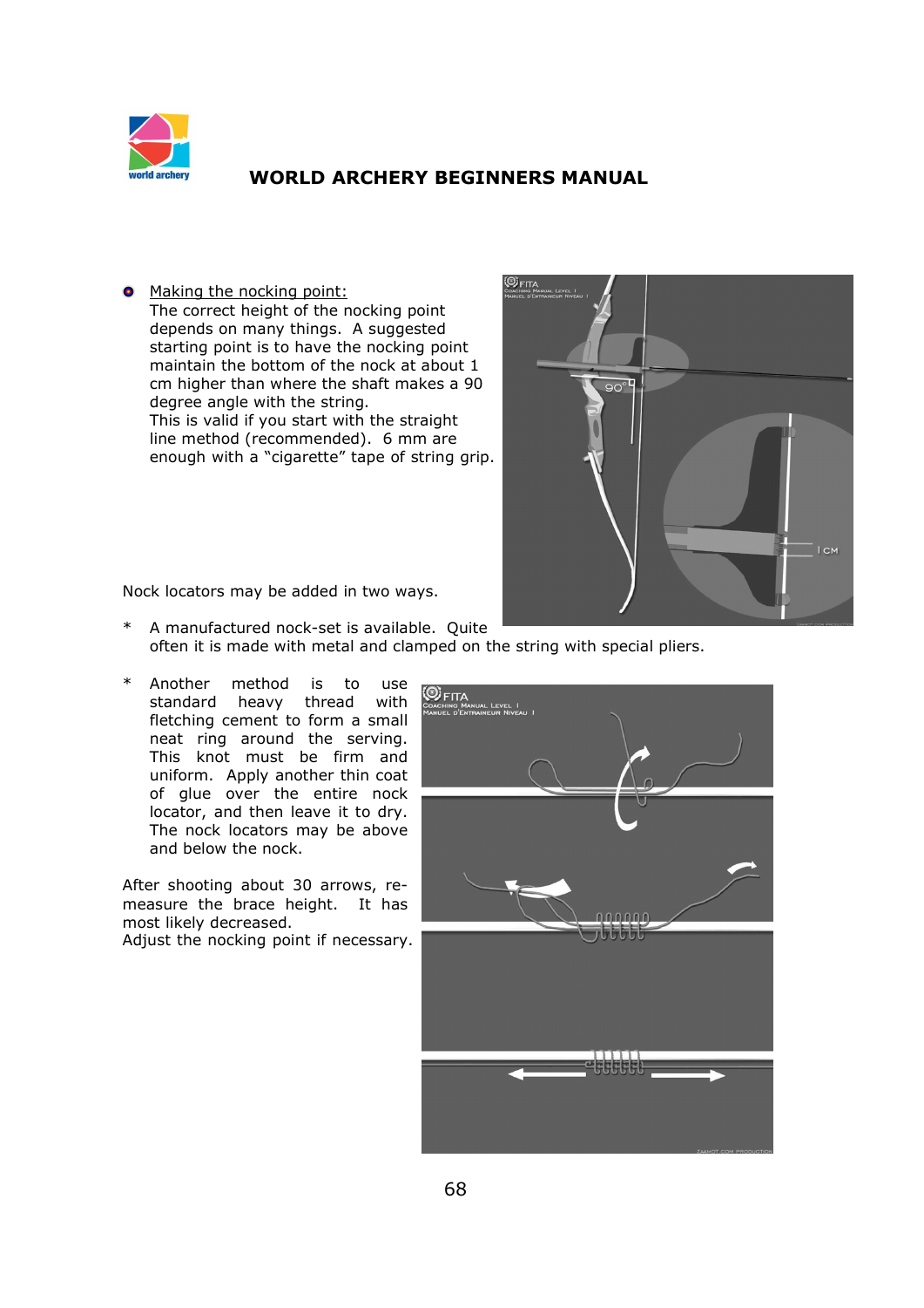- Making the nocking point:
  The correct height of the nocking point depends on many things. A suggested starting point is to have the nocking point maintain the bottom of the nock at about 1 cm higher than where the shaft makes a 90 degree angle with the string.
  This is valid if you start with the straight line method (recommended). 6 mm are enough with a “cigarette” tape of string grip.

Nock locators may be added in two ways.

\* A manufactured nock-set is available. Quite often it is made with metal and clamped on the string with special pliers.

\* Another method is to use standard heavy thread with fletching cement to form a small neat ring around the serving. This knot must be firm and uniform. Apply another thin coat of glue over the entire nock locator, and then leave it to dry. The nock locators may be above and below the nock.

After shooting about 30 arrows, re-measure the brace height. It has most likely decreased.
Adjust the nocking point if necessary.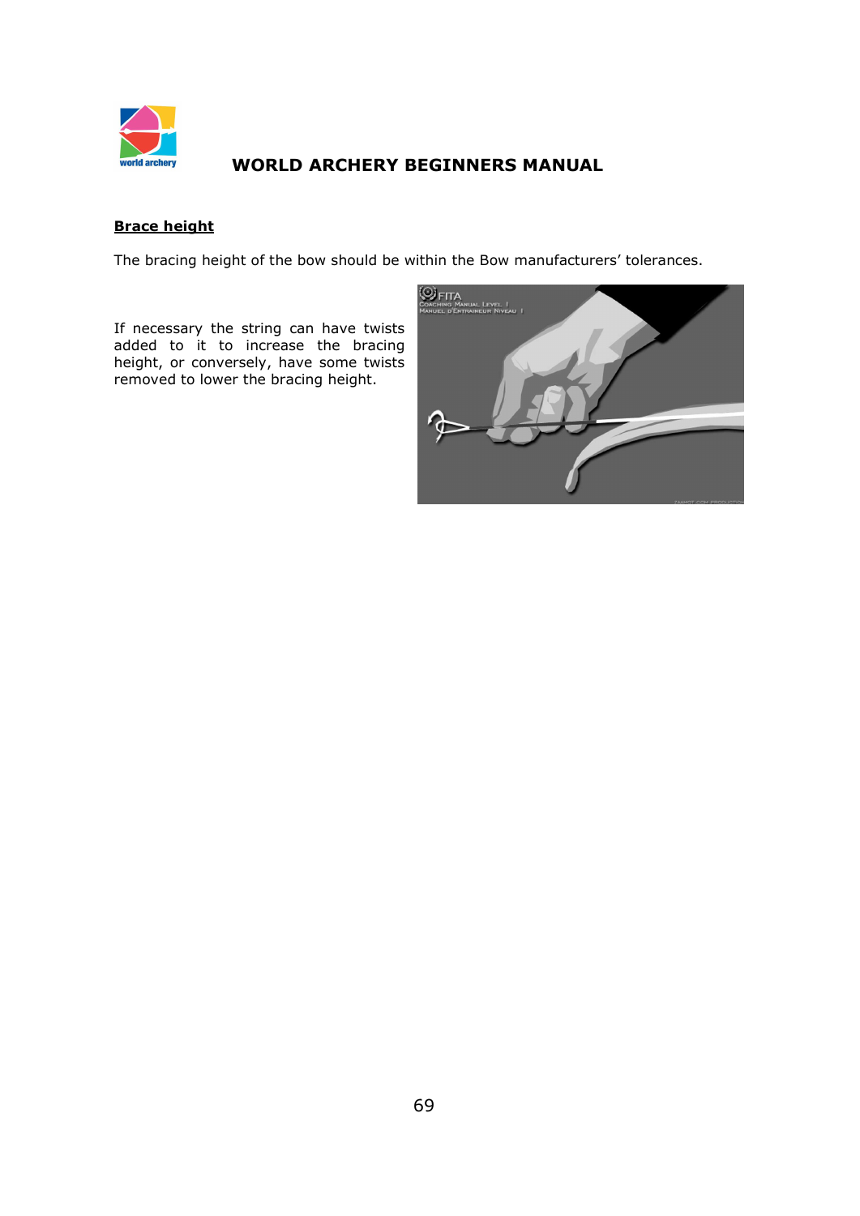**Brace height**

The bracing height of the bow should be within the Bow manufacturers' tolerances.

If necessary the string can have twists added to it to increase the bracing height, or conversely, have some twists removed to lower the bracing height.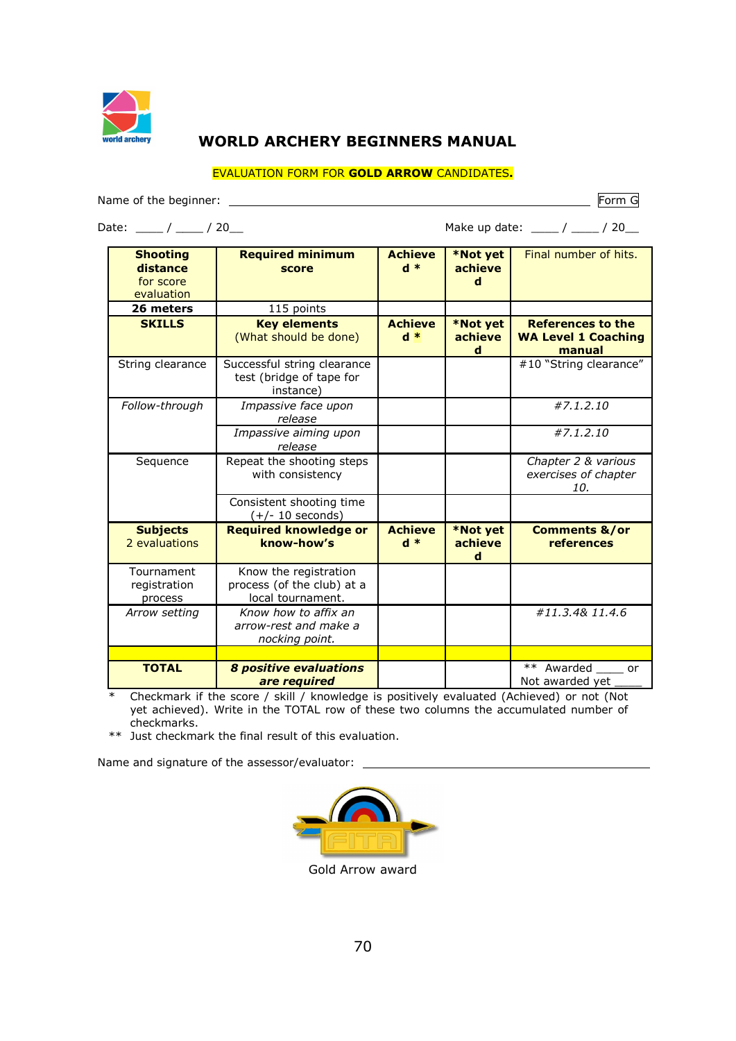# WORLD ARCHERY BEGINNERS MANUAL

EVALUATION FORM FOR **GOLD ARROW** CANDIDATES.

Name of the beginner: ______________________________ Form G

Date: ____ / ____ / 20__ Make up date: ____ / ____ / 20__

| **Shooting distance** for score evaluation | **Required minimum score** | **Achieved \*** | **\*Not yet achieved** | Final number of hits. |
|---|---|---|---|---|
| **26 meters** | 115 points | | | |
| **SKILLS** | **Key elements** (What should be done) | **Achieved \*** | **\*Not yet achieved** | **References to the WA Level 1 Coaching manual** |
| String clearance | Successful string clearance test (bridge of tape for instance) | | | #10 "String clearance" |
| *Follow-through* | *Impassive face upon release* | | | *#7.1.2.10* |
| | *Impassive aiming upon release* | | | *#7.1.2.10* |
| Sequence | Repeat the shooting steps with consistency | | | *Chapter 2 & various exercises of chapter 10.* |
| | Consistent shooting time (+/- 10 seconds) | | | |
| **Subjects** 2 evaluations | **Required knowledge or know-how's** | **Achieved \*** | **\*Not yet achieved** | **Comments &/or references** |
| Tournament registration process | Know the registration process (of the club) at a local tournament. | | | |
| *Arrow setting* | *Know how to affix an arrow-rest and make a nocking point.* | | | *#11.3.4& 11.4.6* |
| | | | | |
| **TOTAL** | ***8 positive evaluations are required*** | | | ** Awarded ____ or Not awarded yet ____ |

\* Checkmark if the score / skill / knowledge is positively evaluated (Achieved) or not (Not yet achieved). Write in the TOTAL row of these two columns the accumulated number of checkmarks.

\*\* Just checkmark the final result of this evaluation.

Name and signature of the assessor/evaluator: ______________________________

Gold Arrow award